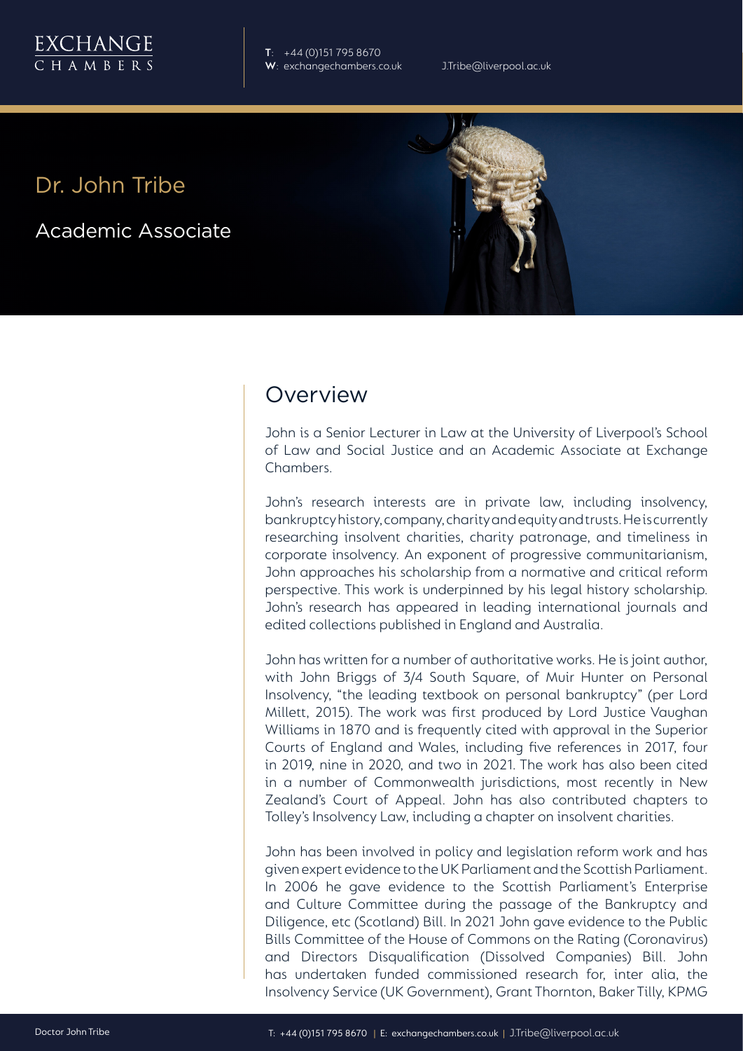EXCHANGE CHAMBERS

**T**: +44 (0)151 795 8670
**W**: exchangechambers.co.uk
J.Tribe@liverpool.ac.uk

# Dr. John Tribe

Academic Associate

## Overview

John is a Senior Lecturer in Law at the University of Liverpool's School of Law and Social Justice and an Academic Associate at Exchange Chambers.

John's research interests are in private law, including insolvency, bankruptcy history, company, charity and equity and trusts. He is currently researching insolvent charities, charity patronage, and timeliness in corporate insolvency. An exponent of progressive communitarianism, John approaches his scholarship from a normative and critical reform perspective. This work is underpinned by his legal history scholarship. John's research has appeared in leading international journals and edited collections published in England and Australia.

John has written for a number of authoritative works. He is joint author, with John Briggs of 3/4 South Square, of Muir Hunter on Personal Insolvency, "the leading textbook on personal bankruptcy" (per Lord Millett, 2015). The work was first produced by Lord Justice Vaughan Williams in 1870 and is frequently cited with approval in the Superior Courts of England and Wales, including five references in 2017, four in 2019, nine in 2020, and two in 2021. The work has also been cited in a number of Commonwealth jurisdictions, most recently in New Zealand's Court of Appeal. John has also contributed chapters to Tolley's Insolvency Law, including a chapter on insolvent charities.

John has been involved in policy and legislation reform work and has given expert evidence to the UK Parliament and the Scottish Parliament. In 2006 he gave evidence to the Scottish Parliament's Enterprise and Culture Committee during the passage of the Bankruptcy and Diligence, etc (Scotland) Bill. In 2021 John gave evidence to the Public Bills Committee of the House of Commons on the Rating (Coronavirus) and Directors Disqualification (Dissolved Companies) Bill. John has undertaken funded commissioned research for, inter alia, the Insolvency Service (UK Government), Grant Thornton, Baker Tilly, KPMG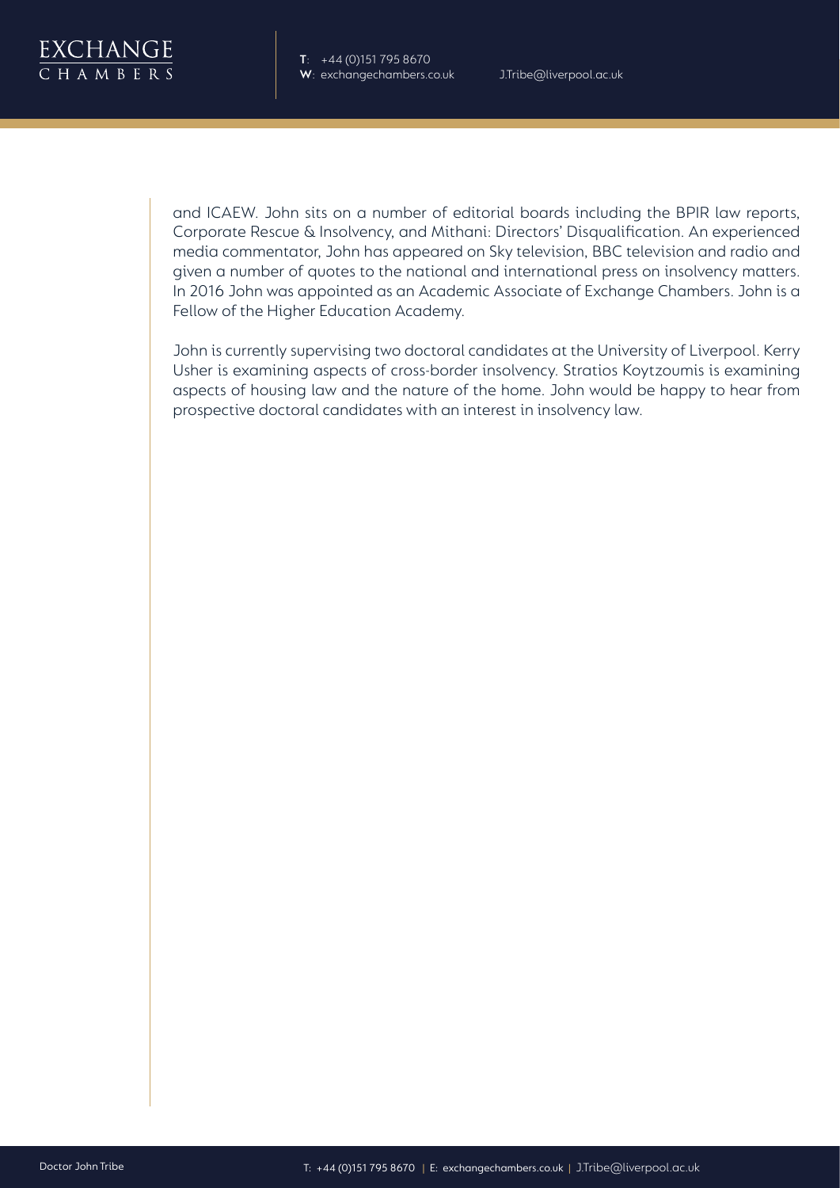and ICAEW. John sits on a number of editorial boards including the BPIR law reports, Corporate Rescue & Insolvency, and Mithani: Directors' Disqualification. An experienced media commentator, John has appeared on Sky television, BBC television and radio and given a number of quotes to the national and international press on insolvency matters. In 2016 John was appointed as an Academic Associate of Exchange Chambers. John is a Fellow of the Higher Education Academy.

John is currently supervising two doctoral candidates at the University of Liverpool. Kerry Usher is examining aspects of cross-border insolvency. Stratios Koytzoumis is examining aspects of housing law and the nature of the home. John would be happy to hear from prospective doctoral candidates with an interest in insolvency law.